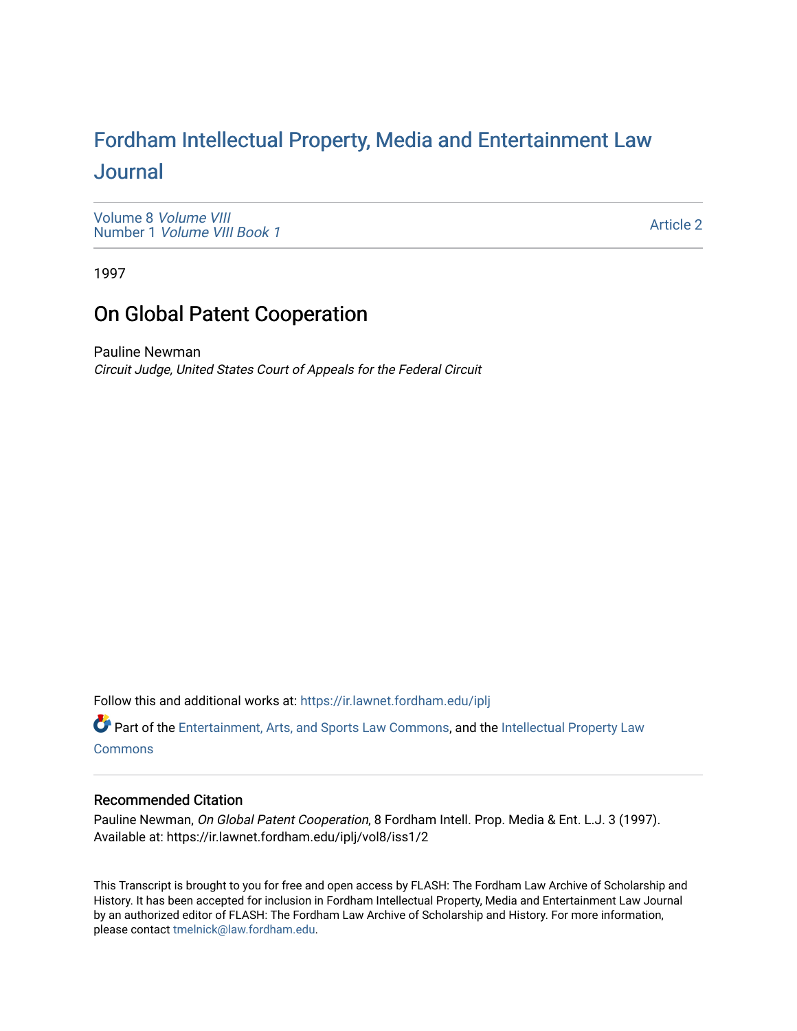# Fordham Intellectual Property, Media and Entertainment Law Journal

Volume 8 *Volume VIII*
Number 1 *Volume VIII Book 1*

Article 2

1997

## On Global Patent Cooperation

Pauline Newman
*Circuit Judge, United States Court of Appeals for the Federal Circuit*

Follow this and additional works at: https://ir.lawnet.fordham.edu/iplj

Part of the Entertainment, Arts, and Sports Law Commons, and the Intellectual Property Law Commons

### Recommended Citation

Pauline Newman, *On Global Patent Cooperation*, 8 Fordham Intell. Prop. Media & Ent. L.J. 3 (1997).
Available at: https://ir.lawnet.fordham.edu/iplj/vol8/iss1/2

This Transcript is brought to you for free and open access by FLASH: The Fordham Law Archive of Scholarship and History. It has been accepted for inclusion in Fordham Intellectual Property, Media and Entertainment Law Journal by an authorized editor of FLASH: The Fordham Law Archive of Scholarship and History. For more information, please contact tmelnick@law.fordham.edu.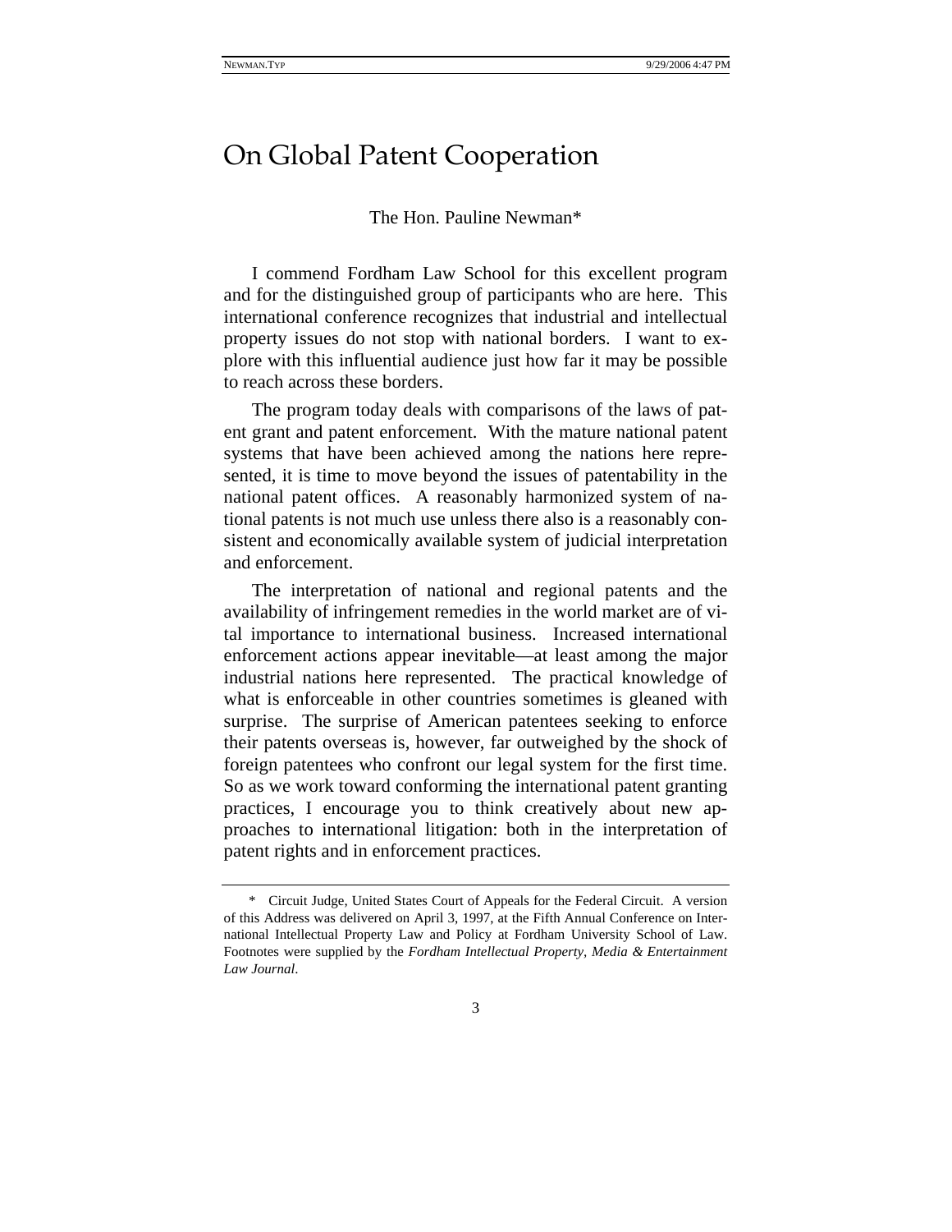# On Global Patent Cooperation

The Hon. Pauline Newman*

I commend Fordham Law School for this excellent program and for the distinguished group of participants who are here. This international conference recognizes that industrial and intellectual property issues do not stop with national borders. I want to explore with this influential audience just how far it may be possible to reach across these borders.

The program today deals with comparisons of the laws of patent grant and patent enforcement. With the mature national patent systems that have been achieved among the nations here represented, it is time to move beyond the issues of patentability in the national patent offices. A reasonably harmonized system of national patents is not much use unless there also is a reasonably consistent and economically available system of judicial interpretation and enforcement.

The interpretation of national and regional patents and the availability of infringement remedies in the world market are of vital importance to international business. Increased international enforcement actions appear inevitable—at least among the major industrial nations here represented. The practical knowledge of what is enforceable in other countries sometimes is gleaned with surprise. The surprise of American patentees seeking to enforce their patents overseas is, however, far outweighed by the shock of foreign patentees who confront our legal system for the first time. So as we work toward conforming the international patent granting practices, I encourage you to think creatively about new approaches to international litigation: both in the interpretation of patent rights and in enforcement practices.

---

\* Circuit Judge, United States Court of Appeals for the Federal Circuit. A version of this Address was delivered on April 3, 1997, at the Fifth Annual Conference on International Intellectual Property Law and Policy at Fordham University School of Law. Footnotes were supplied by the *Fordham Intellectual Property, Media & Entertainment Law Journal*.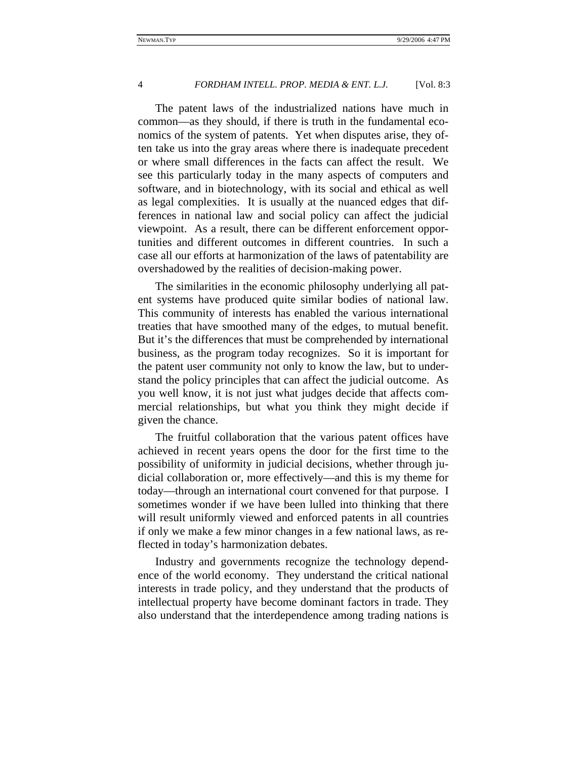The patent laws of the industrialized nations have much in common—as they should, if there is truth in the fundamental economics of the system of patents. Yet when disputes arise, they often take us into the gray areas where there is inadequate precedent or where small differences in the facts can affect the result. We see this particularly today in the many aspects of computers and software, and in biotechnology, with its social and ethical as well as legal complexities. It is usually at the nuanced edges that differences in national law and social policy can affect the judicial viewpoint. As a result, there can be different enforcement opportunities and different outcomes in different countries. In such a case all our efforts at harmonization of the laws of patentability are overshadowed by the realities of decision-making power.

The similarities in the economic philosophy underlying all patent systems have produced quite similar bodies of national law. This community of interests has enabled the various international treaties that have smoothed many of the edges, to mutual benefit. But it's the differences that must be comprehended by international business, as the program today recognizes. So it is important for the patent user community not only to know the law, but to understand the policy principles that can affect the judicial outcome. As you well know, it is not just what judges decide that affects commercial relationships, but what you think they might decide if given the chance.

The fruitful collaboration that the various patent offices have achieved in recent years opens the door for the first time to the possibility of uniformity in judicial decisions, whether through judicial collaboration or, more effectively—and this is my theme for today—through an international court convened for that purpose. I sometimes wonder if we have been lulled into thinking that there will result uniformly viewed and enforced patents in all countries if only we make a few minor changes in a few national laws, as reflected in today's harmonization debates.

Industry and governments recognize the technology dependence of the world economy. They understand the critical national interests in trade policy, and they understand that the products of intellectual property have become dominant factors in trade. They also understand that the interdependence among trading nations is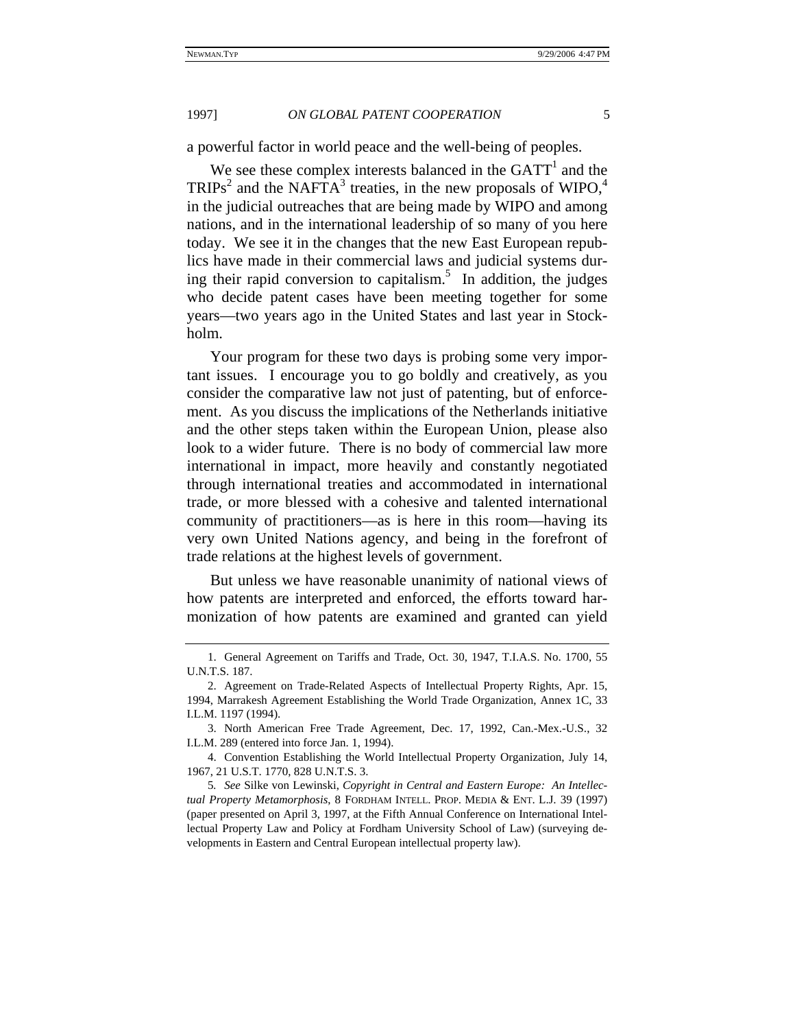a powerful factor in world peace and the well-being of peoples.

We see these complex interests balanced in the GATT[1] and the TRIPs[2] and the NAFTA[3] treaties, in the new proposals of WIPO,[4] in the judicial outreaches that are being made by WIPO and among nations, and in the international leadership of so many of you here today. We see it in the changes that the new East European republics have made in their commercial laws and judicial systems during their rapid conversion to capitalism.[5] In addition, the judges who decide patent cases have been meeting together for some years—two years ago in the United States and last year in Stockholm.

Your program for these two days is probing some very important issues. I encourage you to go boldly and creatively, as you consider the comparative law not just of patenting, but of enforcement. As you discuss the implications of the Netherlands initiative and the other steps taken within the European Union, please also look to a wider future. There is no body of commercial law more international in impact, more heavily and constantly negotiated through international treaties and accommodated in international trade, or more blessed with a cohesive and talented international community of practitioners—as is here in this room—having its very own United Nations agency, and being in the forefront of trade relations at the highest levels of government.

But unless we have reasonable unanimity of national views of how patents are interpreted and enforced, the efforts toward harmonization of how patents are examined and granted can yield

---

1. General Agreement on Tariffs and Trade, Oct. 30, 1947, T.I.A.S. No. 1700, 55 U.N.T.S. 187.

2. Agreement on Trade-Related Aspects of Intellectual Property Rights, Apr. 15, 1994, Marrakesh Agreement Establishing the World Trade Organization, Annex 1C, 33 I.L.M. 1197 (1994).

3. North American Free Trade Agreement, Dec. 17, 1992, Can.-Mex.-U.S., 32 I.L.M. 289 (entered into force Jan. 1, 1994).

4. Convention Establishing the World Intellectual Property Organization, July 14, 1967, 21 U.S.T. 1770, 828 U.N.T.S. 3.

5. *See* Silke von Lewinski, *Copyright in Central and Eastern Europe: An Intellectual Property Metamorphosis*, 8 FORDHAM INTELL. PROP. MEDIA & ENT. L.J. 39 (1997) (paper presented on April 3, 1997, at the Fifth Annual Conference on International Intellectual Property Law and Policy at Fordham University School of Law) (surveying developments in Eastern and Central European intellectual property law).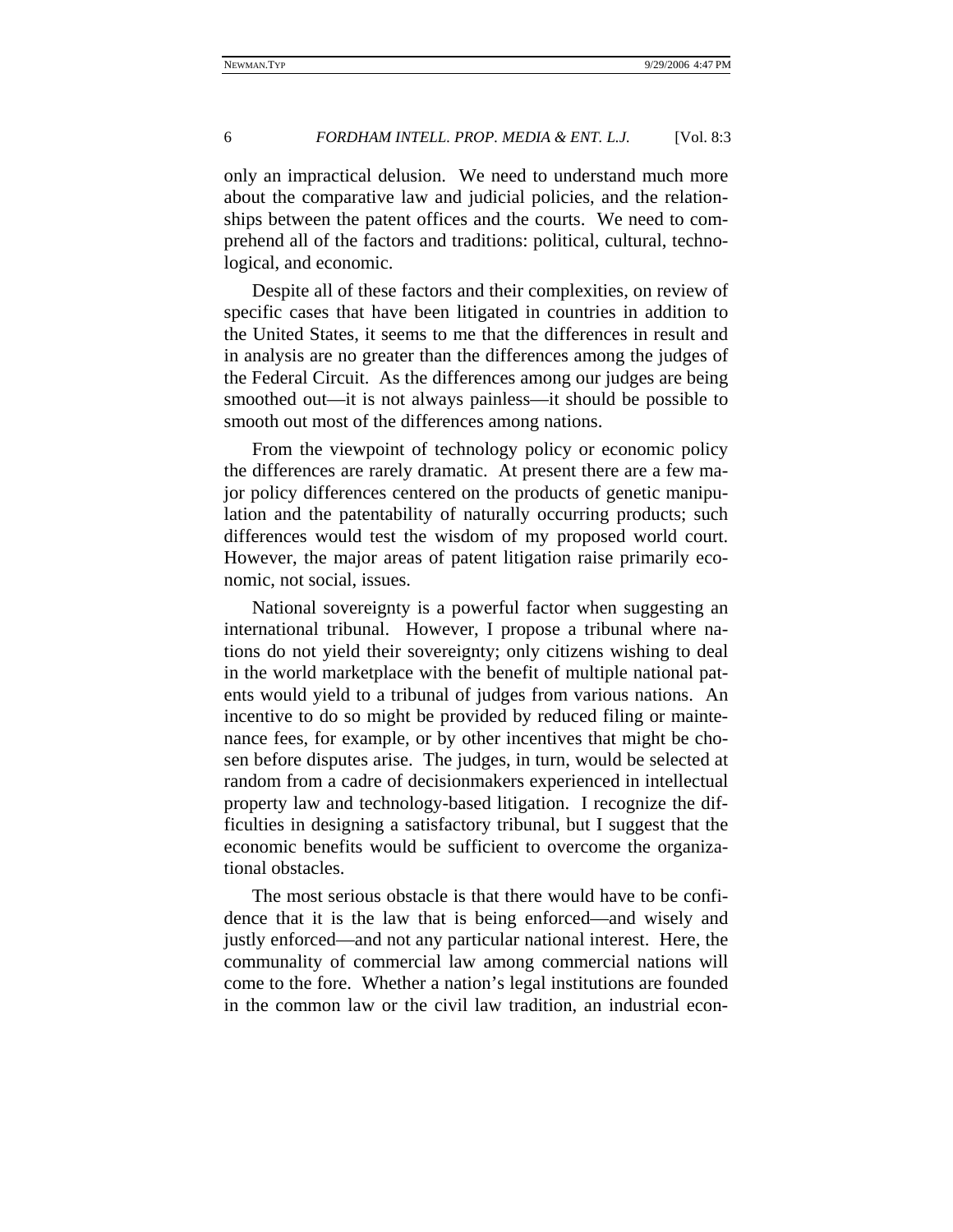only an impractical delusion. We need to understand much more about the comparative law and judicial policies, and the relationships between the patent offices and the courts. We need to comprehend all of the factors and traditions: political, cultural, technological, and economic.

Despite all of these factors and their complexities, on review of specific cases that have been litigated in countries in addition to the United States, it seems to me that the differences in result and in analysis are no greater than the differences among the judges of the Federal Circuit. As the differences among our judges are being smoothed out—it is not always painless—it should be possible to smooth out most of the differences among nations.

From the viewpoint of technology policy or economic policy the differences are rarely dramatic. At present there are a few major policy differences centered on the products of genetic manipulation and the patentability of naturally occurring products; such differences would test the wisdom of my proposed world court. However, the major areas of patent litigation raise primarily economic, not social, issues.

National sovereignty is a powerful factor when suggesting an international tribunal. However, I propose a tribunal where nations do not yield their sovereignty; only citizens wishing to deal in the world marketplace with the benefit of multiple national patents would yield to a tribunal of judges from various nations. An incentive to do so might be provided by reduced filing or maintenance fees, for example, or by other incentives that might be chosen before disputes arise. The judges, in turn, would be selected at random from a cadre of decisionmakers experienced in intellectual property law and technology-based litigation. I recognize the difficulties in designing a satisfactory tribunal, but I suggest that the economic benefits would be sufficient to overcome the organizational obstacles.

The most serious obstacle is that there would have to be confidence that it is the law that is being enforced—and wisely and justly enforced—and not any particular national interest. Here, the communality of commercial law among commercial nations will come to the fore. Whether a nation's legal institutions are founded in the common law or the civil law tradition, an industrial econ-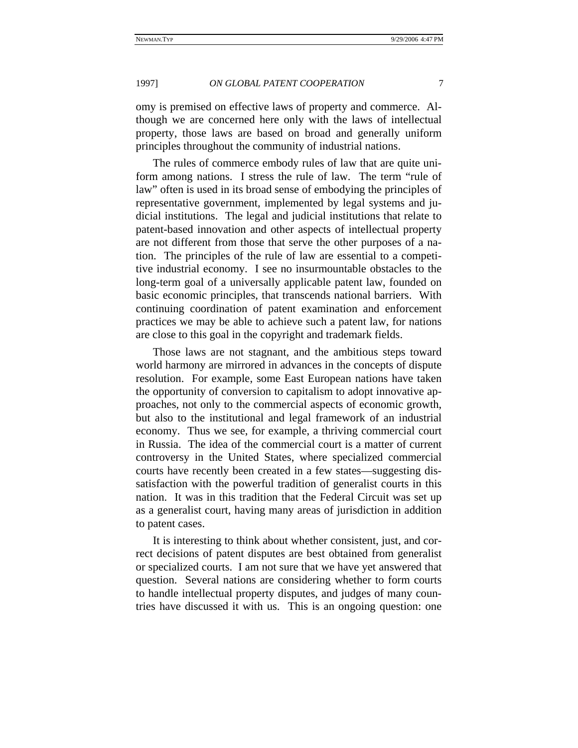omy is premised on effective laws of property and commerce. Although we are concerned here only with the laws of intellectual property, those laws are based on broad and generally uniform principles throughout the community of industrial nations.

The rules of commerce embody rules of law that are quite uniform among nations. I stress the rule of law. The term "rule of law" often is used in its broad sense of embodying the principles of representative government, implemented by legal systems and judicial institutions. The legal and judicial institutions that relate to patent-based innovation and other aspects of intellectual property are not different from those that serve the other purposes of a nation. The principles of the rule of law are essential to a competitive industrial economy. I see no insurmountable obstacles to the long-term goal of a universally applicable patent law, founded on basic economic principles, that transcends national barriers. With continuing coordination of patent examination and enforcement practices we may be able to achieve such a patent law, for nations are close to this goal in the copyright and trademark fields.

Those laws are not stagnant, and the ambitious steps toward world harmony are mirrored in advances in the concepts of dispute resolution. For example, some East European nations have taken the opportunity of conversion to capitalism to adopt innovative approaches, not only to the commercial aspects of economic growth, but also to the institutional and legal framework of an industrial economy. Thus we see, for example, a thriving commercial court in Russia. The idea of the commercial court is a matter of current controversy in the United States, where specialized commercial courts have recently been created in a few states—suggesting dissatisfaction with the powerful tradition of generalist courts in this nation. It was in this tradition that the Federal Circuit was set up as a generalist court, having many areas of jurisdiction in addition to patent cases.

It is interesting to think about whether consistent, just, and correct decisions of patent disputes are best obtained from generalist or specialized courts. I am not sure that we have yet answered that question. Several nations are considering whether to form courts to handle intellectual property disputes, and judges of many countries have discussed it with us. This is an ongoing question: one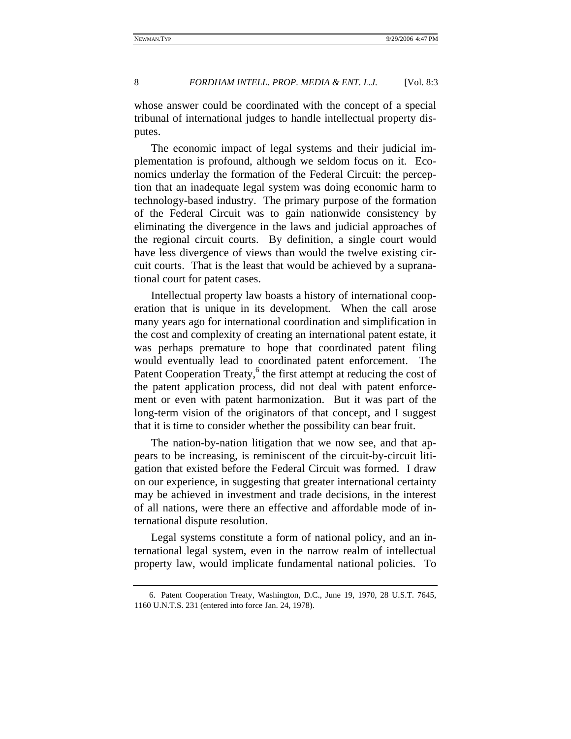whose answer could be coordinated with the concept of a special tribunal of international judges to handle intellectual property disputes.

The economic impact of legal systems and their judicial implementation is profound, although we seldom focus on it. Economics underlay the formation of the Federal Circuit: the perception that an inadequate legal system was doing economic harm to technology-based industry. The primary purpose of the formation of the Federal Circuit was to gain nationwide consistency by eliminating the divergence in the laws and judicial approaches of the regional circuit courts. By definition, a single court would have less divergence of views than would the twelve existing circuit courts. That is the least that would be achieved by a supranational court for patent cases.

Intellectual property law boasts a history of international cooperation that is unique in its development. When the call arose many years ago for international coordination and simplification in the cost and complexity of creating an international patent estate, it was perhaps premature to hope that coordinated patent filing would eventually lead to coordinated patent enforcement. The Patent Cooperation Treaty,[6] the first attempt at reducing the cost of the patent application process, did not deal with patent enforcement or even with patent harmonization. But it was part of the long-term vision of the originators of that concept, and I suggest that it is time to consider whether the possibility can bear fruit.

The nation-by-nation litigation that we now see, and that appears to be increasing, is reminiscent of the circuit-by-circuit litigation that existed before the Federal Circuit was formed. I draw on our experience, in suggesting that greater international certainty may be achieved in investment and trade decisions, in the interest of all nations, were there an effective and affordable mode of international dispute resolution.

Legal systems constitute a form of national policy, and an international legal system, even in the narrow realm of intellectual property law, would implicate fundamental national policies. To

---

6. Patent Cooperation Treaty, Washington, D.C., June 19, 1970, 28 U.S.T. 7645, 1160 U.N.T.S. 231 (entered into force Jan. 24, 1978).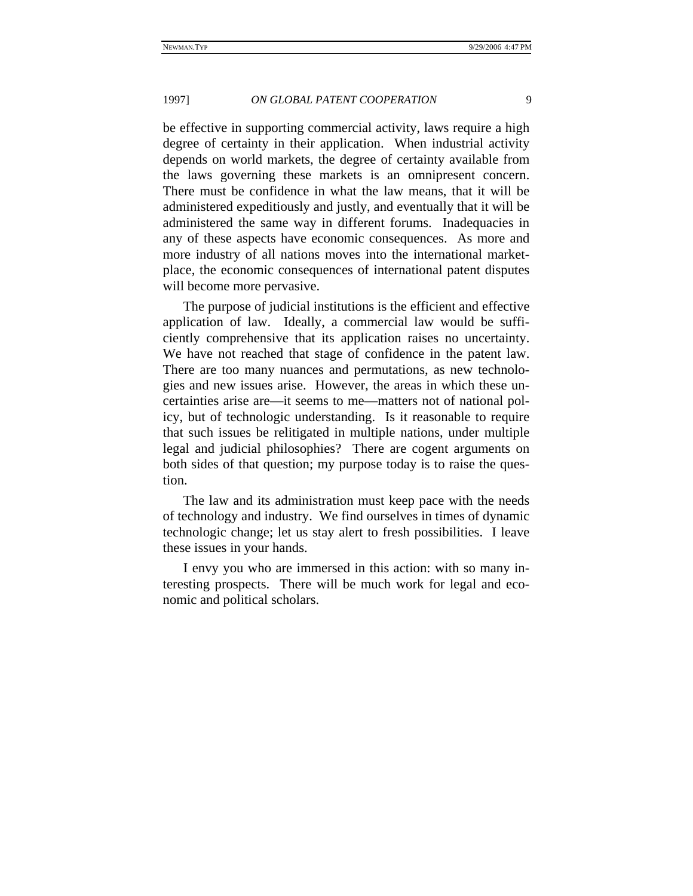be effective in supporting commercial activity, laws require a high degree of certainty in their application. When industrial activity depends on world markets, the degree of certainty available from the laws governing these markets is an omnipresent concern. There must be confidence in what the law means, that it will be administered expeditiously and justly, and eventually that it will be administered the same way in different forums. Inadequacies in any of these aspects have economic consequences. As more and more industry of all nations moves into the international marketplace, the economic consequences of international patent disputes will become more pervasive.

The purpose of judicial institutions is the efficient and effective application of law. Ideally, a commercial law would be sufficiently comprehensive that its application raises no uncertainty. We have not reached that stage of confidence in the patent law. There are too many nuances and permutations, as new technologies and new issues arise. However, the areas in which these uncertainties arise are—it seems to me—matters not of national policy, but of technologic understanding. Is it reasonable to require that such issues be relitigated in multiple nations, under multiple legal and judicial philosophies? There are cogent arguments on both sides of that question; my purpose today is to raise the question.

The law and its administration must keep pace with the needs of technology and industry. We find ourselves in times of dynamic technologic change; let us stay alert to fresh possibilities. I leave these issues in your hands.

I envy you who are immersed in this action: with so many interesting prospects. There will be much work for legal and economic and political scholars.